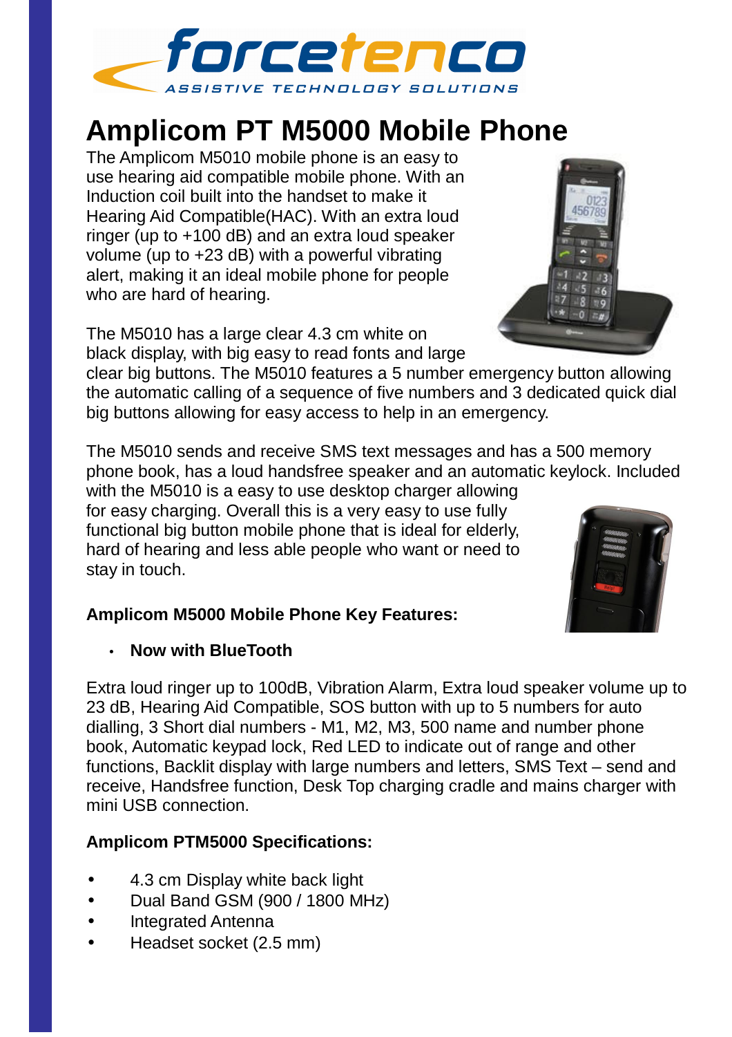forcetenco
ASSISTIVE TECHNOLOGY SOLUTIONS

# Amplicom PT M5000 Mobile Phone

The Amplicom M5010 mobile phone is an easy to use hearing aid compatible mobile phone. With an Induction coil built into the handset to make it Hearing Aid Compatible(HAC). With an extra loud ringer (up to +100 dB) and an extra loud speaker volume (up to +23 dB) with a powerful vibrating alert, making it an ideal mobile phone for people who are hard of hearing.

The M5010 has a large clear 4.3 cm white on black display, with big easy to read fonts and large clear big buttons. The M5010 features a 5 number emergency button allowing the automatic calling of a sequence of five numbers and 3 dedicated quick dial big buttons allowing for easy access to help in an emergency.

The M5010 sends and receive SMS text messages and has a 500 memory phone book, has a loud handsfree speaker and an automatic keylock. Included with the M5010 is a easy to use desktop charger allowing for easy charging. Overall this is a very easy to use fully functional big button mobile phone that is ideal for elderly, hard of hearing and less able people who want or need to stay in touch.

### Amplicom M5000 Mobile Phone Key Features:

- **Now with BlueTooth**

Extra loud ringer up to 100dB, Vibration Alarm, Extra loud speaker volume up to 23 dB, Hearing Aid Compatible, SOS button with up to 5 numbers for auto dialling, 3 Short dial numbers - M1, M2, M3, 500 name and number phone book, Automatic keypad lock, Red LED to indicate out of range and other functions, Backlit display with large numbers and letters, SMS Text – send and receive, Handsfree function, Desk Top charging cradle and mains charger with mini USB connection.

### Amplicom PTM5000 Specifications:

- 4.3 cm Display white back light
- Dual Band GSM (900 / 1800 MHz)
- Integrated Antenna
- Headset socket (2.5 mm)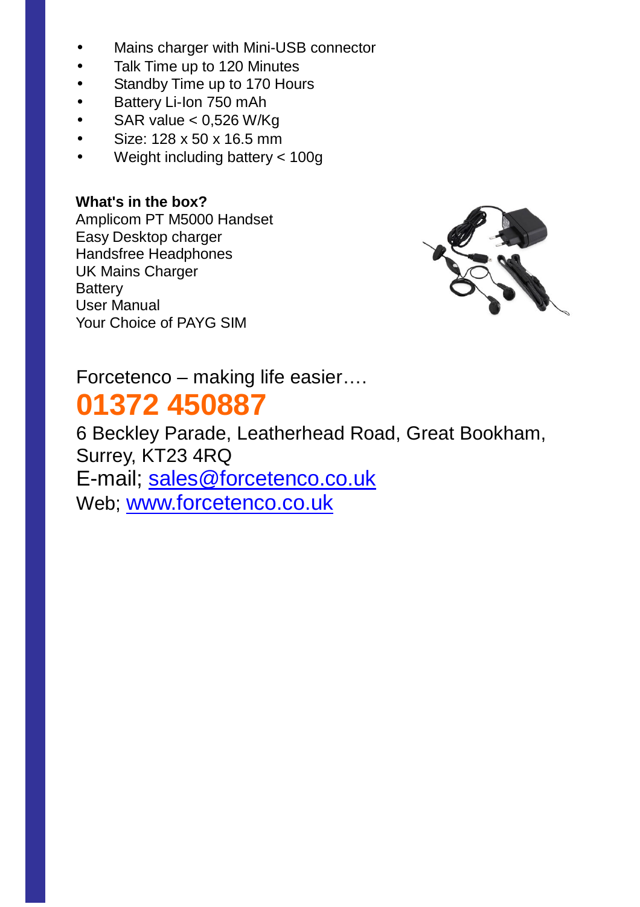- Mains charger with Mini-USB connector
- Talk Time up to 120 Minutes
- Standby Time up to 170 Hours
- Battery Li-Ion 750 mAh
- SAR value < 0,526 W/Kg
- Size: 128 x 50 x 16.5 mm
- Weight including battery < 100g

**What's in the box?**
Amplicom PT M5000 Handset
Easy Desktop charger
Handsfree Headphones
UK Mains Charger
Battery
User Manual
Your Choice of PAYG SIM

Forcetenco – making life easier….

**01372 450887**

6 Beckley Parade, Leatherhead Road, Great Bookham, Surrey, KT23 4RQ
E-mail; sales@forcetenco.co.uk
Web; www.forcetenco.co.uk